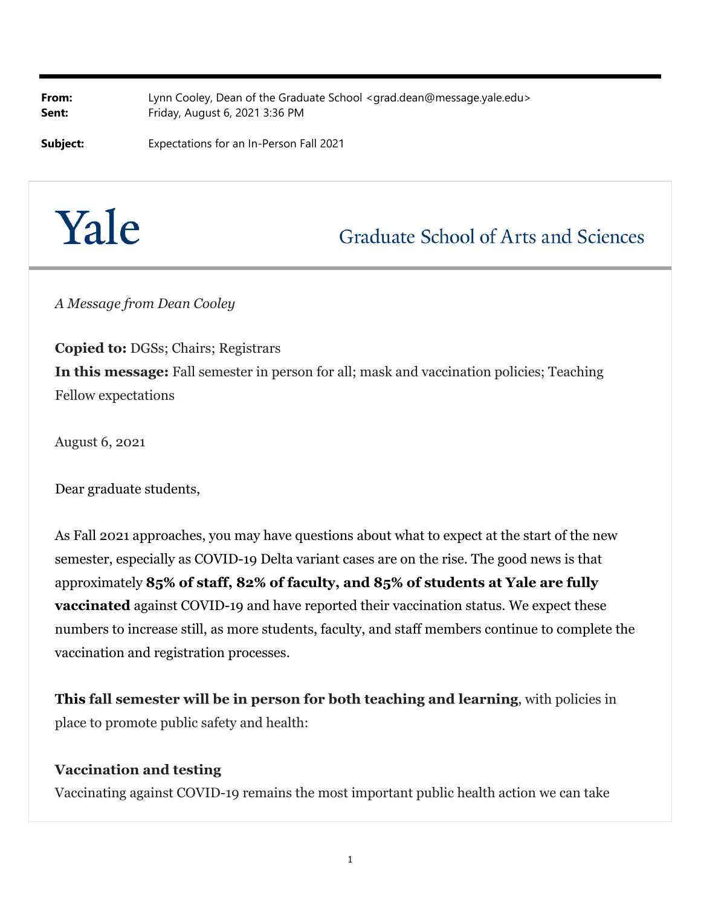**From:** Lynn Cooley, Dean of the Graduate School <grad.dean@message.yale.edu>
**Sent:** Friday, August 6, 2021 3:36 PM

**Subject:** Expectations for an In-Person Fall 2021

Yale — Graduate School of Arts and Sciences

*A Message from Dean Cooley*

**Copied to:** DGSs; Chairs; Registrars
**In this message:** Fall semester in person for all; mask and vaccination policies; Teaching Fellow expectations

August 6, 2021

Dear graduate students,

As Fall 2021 approaches, you may have questions about what to expect at the start of the new semester, especially as COVID-19 Delta variant cases are on the rise. The good news is that approximately **85% of staff, 82% of faculty, and 85% of students at Yale are fully vaccinated** against COVID-19 and have reported their vaccination status. We expect these numbers to increase still, as more students, faculty, and staff members continue to complete the vaccination and registration processes.

**This fall semester will be in person for both teaching and learning**, with policies in place to promote public safety and health:

### Vaccination and testing

Vaccinating against COVID-19 remains the most important public health action we can take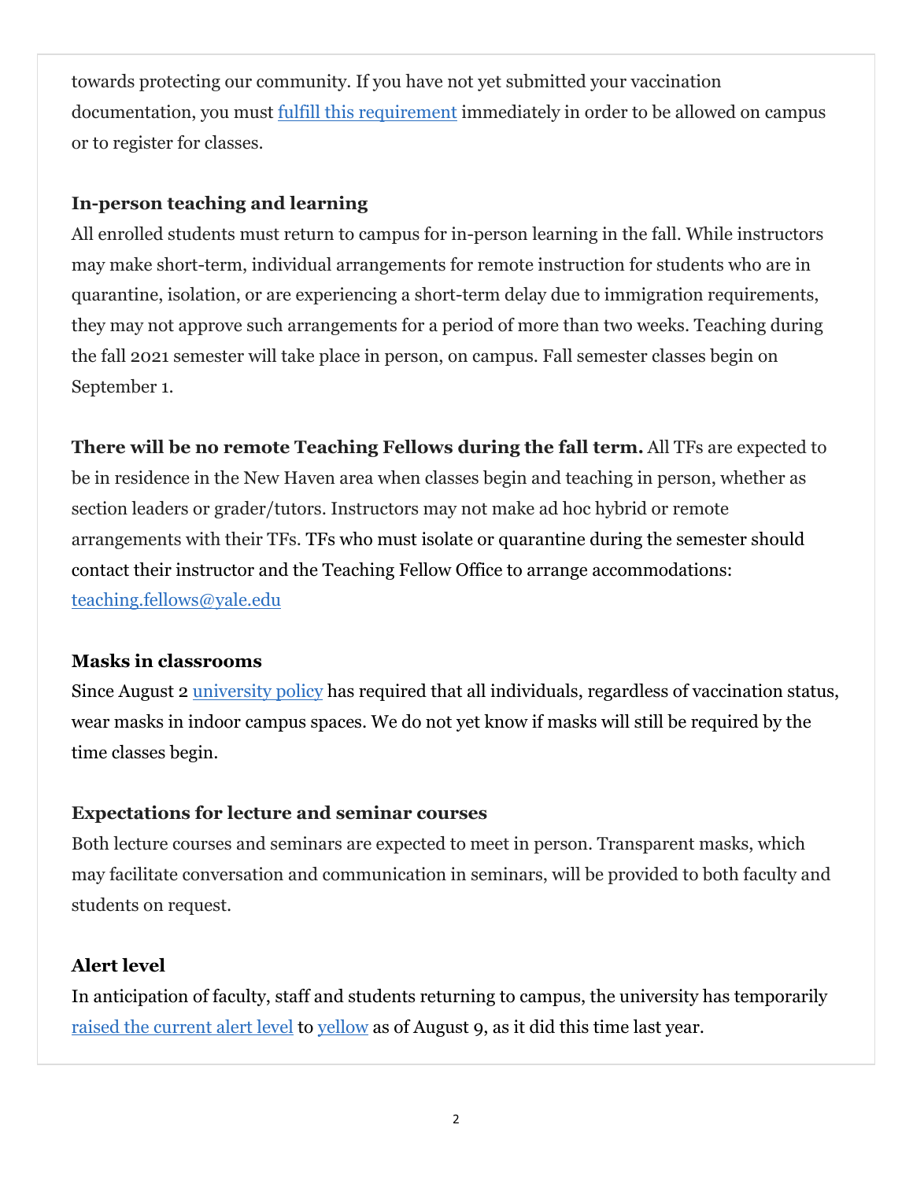towards protecting our community. If you have not yet submitted your vaccination documentation, you must [fulfill this requirement]() immediately in order to be allowed on campus or to register for classes.

**In-person teaching and learning**

All enrolled students must return to campus for in-person learning in the fall. While instructors may make short-term, individual arrangements for remote instruction for students who are in quarantine, isolation, or are experiencing a short-term delay due to immigration requirements, they may not approve such arrangements for a period of more than two weeks. Teaching during the fall 2021 semester will take place in person, on campus. Fall semester classes begin on September 1.

**There will be no remote Teaching Fellows during the fall term.** All TFs are expected to be in residence in the New Haven area when classes begin and teaching in person, whether as section leaders or grader/tutors. Instructors may not make ad hoc hybrid or remote arrangements with their TFs. TFs who must isolate or quarantine during the semester should contact their instructor and the Teaching Fellow Office to arrange accommodations: [teaching.fellows@yale.edu](mailto:teaching.fellows@yale.edu)

**Masks in classrooms**

Since August 2 [university policy]() has required that all individuals, regardless of vaccination status, wear masks in indoor campus spaces. We do not yet know if masks will still be required by the time classes begin.

**Expectations for lecture and seminar courses**

Both lecture courses and seminars are expected to meet in person. Transparent masks, which may facilitate conversation and communication in seminars, will be provided to both faculty and students on request.

**Alert level**

In anticipation of faculty, staff and students returning to campus, the university has temporarily [raised the current alert level]() to [yellow]() as of August 9, as it did this time last year.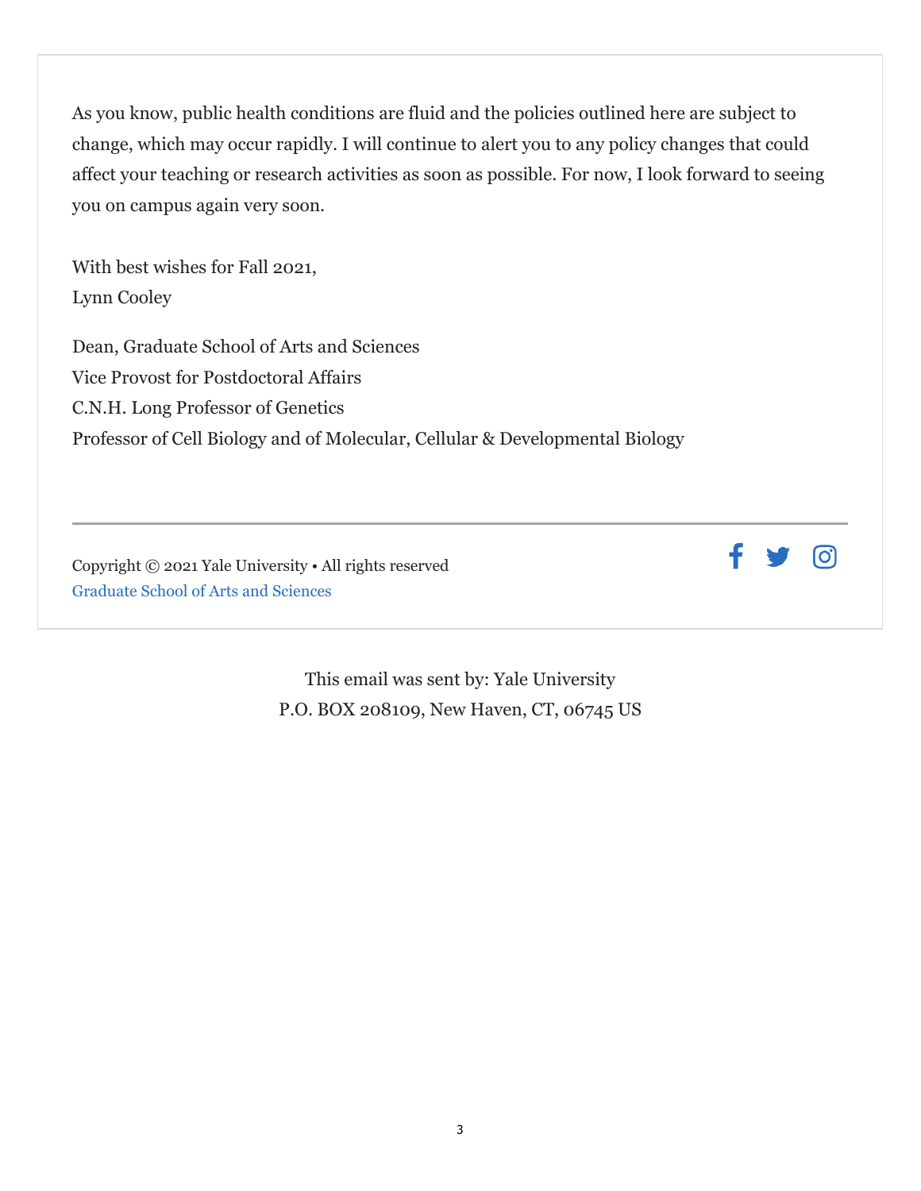As you know, public health conditions are fluid and the policies outlined here are subject to change, which may occur rapidly. I will continue to alert you to any policy changes that could affect your teaching or research activities as soon as possible. For now, I look forward to seeing you on campus again very soon.

With best wishes for Fall 2021,
Lynn Cooley

Dean, Graduate School of Arts and Sciences
Vice Provost for Postdoctoral Affairs
C.N.H. Long Professor of Genetics
Professor of Cell Biology and of Molecular, Cellular & Developmental Biology

---

Copyright © 2021 Yale University • All rights reserved
Graduate School of Arts and Sciences

This email was sent by: Yale University
P.O. BOX 208109, New Haven, CT, 06745 US